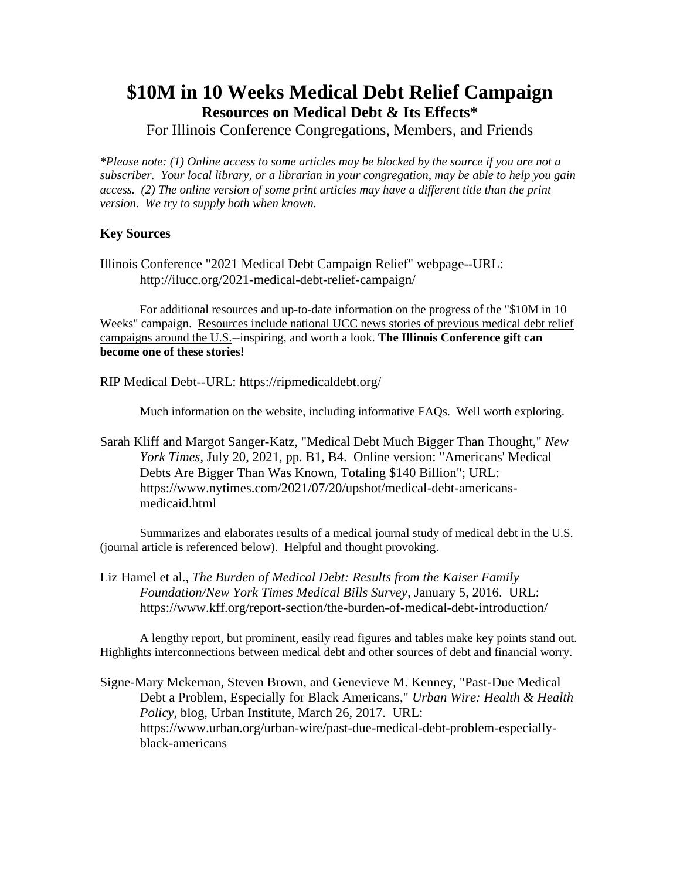# $10M in 10 Weeks Medical Debt Relief Campaign

## Resources on Medical Debt & Its Effects*

For Illinois Conference Congregations, Members, and Friends

*\*Please note: (1) Online access to some articles may be blocked by the source if you are not a subscriber. Your local library, or a librarian in your congregation, may be able to help you gain access. (2) The online version of some print articles may have a different title than the print version. We try to supply both when known.*

### Key Sources

Illinois Conference "2021 Medical Debt Campaign Relief" webpage--URL: http://ilucc.org/2021-medical-debt-relief-campaign/

For additional resources and up-to-date information on the progress of the "$10M in 10 Weeks" campaign. Resources include national UCC news stories of previous medical debt relief campaigns around the U.S.--inspiring, and worth a look. **The Illinois Conference gift can become one of these stories!**

RIP Medical Debt--URL: https://ripmedicaldebt.org/

Much information on the website, including informative FAQs. Well worth exploring.

Sarah Kliff and Margot Sanger-Katz, "Medical Debt Much Bigger Than Thought," *New York Times*, July 20, 2021, pp. B1, B4. Online version: "Americans' Medical Debts Are Bigger Than Was Known, Totaling $140 Billion"; URL: https://www.nytimes.com/2021/07/20/upshot/medical-debt-americans-medicaid.html

Summarizes and elaborates results of a medical journal study of medical debt in the U.S. (journal article is referenced below). Helpful and thought provoking.

Liz Hamel et al., *The Burden of Medical Debt: Results from the Kaiser Family Foundation/New York Times Medical Bills Survey*, January 5, 2016. URL: https://www.kff.org/report-section/the-burden-of-medical-debt-introduction/

A lengthy report, but prominent, easily read figures and tables make key points stand out. Highlights interconnections between medical debt and other sources of debt and financial worry.

Signe-Mary Mckernan, Steven Brown, and Genevieve M. Kenney, "Past-Due Medical Debt a Problem, Especially for Black Americans," *Urban Wire: Health & Health Policy*, blog, Urban Institute, March 26, 2017. URL: https://www.urban.org/urban-wire/past-due-medical-debt-problem-especially-black-americans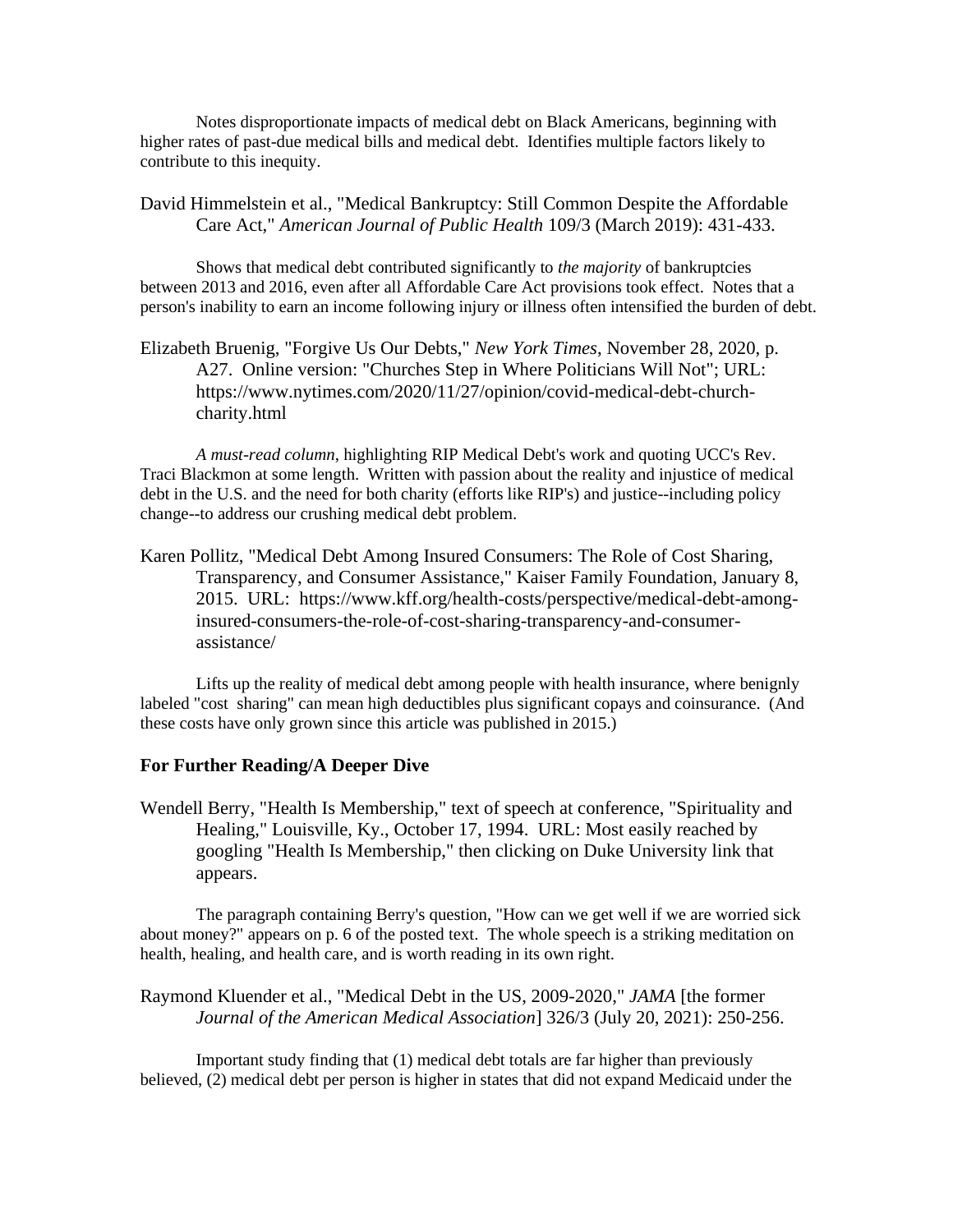Notes disproportionate impacts of medical debt on Black Americans, beginning with higher rates of past-due medical bills and medical debt. Identifies multiple factors likely to contribute to this inequity.

David Himmelstein et al., "Medical Bankruptcy: Still Common Despite the Affordable Care Act," *American Journal of Public Health* 109/3 (March 2019): 431-433.

Shows that medical debt contributed significantly to *the majority* of bankruptcies between 2013 and 2016, even after all Affordable Care Act provisions took effect. Notes that a person's inability to earn an income following injury or illness often intensified the burden of debt.

Elizabeth Bruenig, "Forgive Us Our Debts," *New York Times*, November 28, 2020, p. A27. Online version: "Churches Step in Where Politicians Will Not"; URL: https://www.nytimes.com/2020/11/27/opinion/covid-medical-debt-church-charity.html

*A must-read column*, highlighting RIP Medical Debt's work and quoting UCC's Rev. Traci Blackmon at some length. Written with passion about the reality and injustice of medical debt in the U.S. and the need for both charity (efforts like RIP's) and justice--including policy change--to address our crushing medical debt problem.

Karen Pollitz, "Medical Debt Among Insured Consumers: The Role of Cost Sharing, Transparency, and Consumer Assistance," Kaiser Family Foundation, January 8, 2015. URL: https://www.kff.org/health-costs/perspective/medical-debt-among-insured-consumers-the-role-of-cost-sharing-transparency-and-consumer-assistance/

Lifts up the reality of medical debt among people with health insurance, where benignly labeled "cost sharing" can mean high deductibles plus significant copays and coinsurance. (And these costs have only grown since this article was published in 2015.)

**For Further Reading/A Deeper Dive**

Wendell Berry, "Health Is Membership," text of speech at conference, "Spirituality and Healing," Louisville, Ky., October 17, 1994. URL: Most easily reached by googling "Health Is Membership," then clicking on Duke University link that appears.

The paragraph containing Berry's question, "How can we get well if we are worried sick about money?" appears on p. 6 of the posted text. The whole speech is a striking meditation on health, healing, and health care, and is worth reading in its own right.

Raymond Kluender et al., "Medical Debt in the US, 2009-2020," *JAMA* [the former *Journal of the American Medical Association*] 326/3 (July 20, 2021): 250-256.

Important study finding that (1) medical debt totals are far higher than previously believed, (2) medical debt per person is higher in states that did not expand Medicaid under the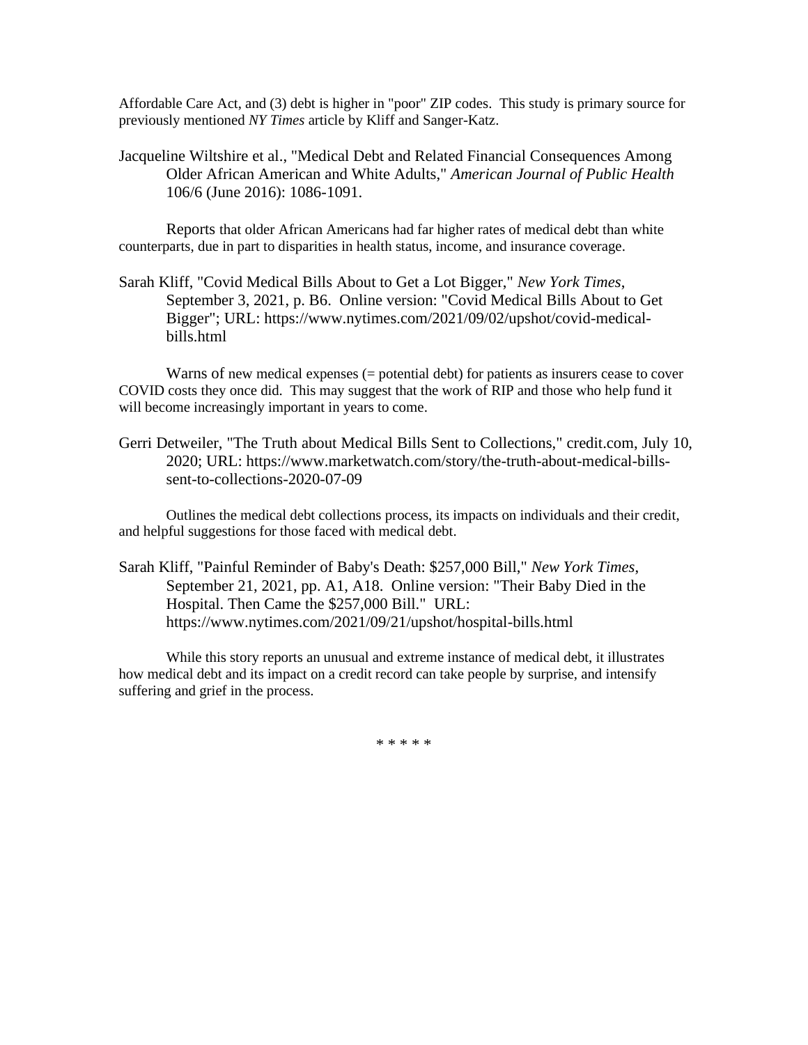Affordable Care Act, and (3) debt is higher in "poor" ZIP codes. This study is primary source for previously mentioned *NY Times* article by Kliff and Sanger-Katz.

Jacqueline Wiltshire et al., "Medical Debt and Related Financial Consequences Among Older African American and White Adults," *American Journal of Public Health* 106/6 (June 2016): 1086-1091.

Reports that older African Americans had far higher rates of medical debt than white counterparts, due in part to disparities in health status, income, and insurance coverage.

Sarah Kliff, "Covid Medical Bills About to Get a Lot Bigger," *New York Times*, September 3, 2021, p. B6. Online version: "Covid Medical Bills About to Get Bigger"; URL: https://www.nytimes.com/2021/09/02/upshot/covid-medical-bills.html

Warns of new medical expenses (= potential debt) for patients as insurers cease to cover COVID costs they once did. This may suggest that the work of RIP and those who help fund it will become increasingly important in years to come.

Gerri Detweiler, "The Truth about Medical Bills Sent to Collections," credit.com, July 10, 2020; URL: https://www.marketwatch.com/story/the-truth-about-medical-bills-sent-to-collections-2020-07-09

Outlines the medical debt collections process, its impacts on individuals and their credit, and helpful suggestions for those faced with medical debt.

Sarah Kliff, "Painful Reminder of Baby's Death: $257,000 Bill," *New York Times*, September 21, 2021, pp. A1, A18. Online version: "Their Baby Died in the Hospital. Then Came the $257,000 Bill." URL: https://www.nytimes.com/2021/09/21/upshot/hospital-bills.html

While this story reports an unusual and extreme instance of medical debt, it illustrates how medical debt and its impact on a credit record can take people by surprise, and intensify suffering and grief in the process.

* * * * *